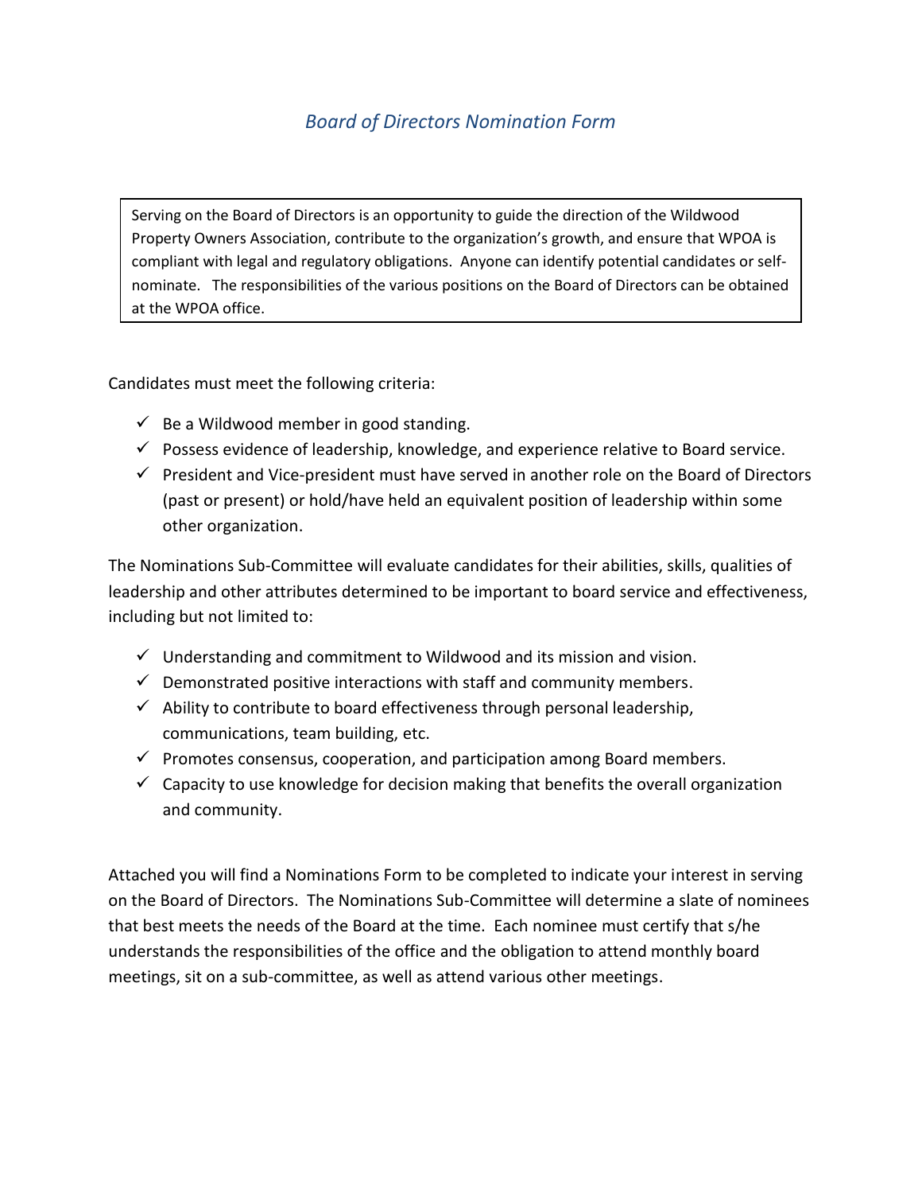# *Board of Directors Nomination Form*

> Serving on the Board of Directors is an opportunity to guide the direction of the Wildwood Property Owners Association, contribute to the organization's growth, and ensure that WPOA is compliant with legal and regulatory obligations. Anyone can identify potential candidates or self-nominate. The responsibilities of the various positions on the Board of Directors can be obtained at the WPOA office.

Candidates must meet the following criteria:

- ✓ Be a Wildwood member in good standing.
- ✓ Possess evidence of leadership, knowledge, and experience relative to Board service.
- ✓ President and Vice-president must have served in another role on the Board of Directors (past or present) or hold/have held an equivalent position of leadership within some other organization.

The Nominations Sub-Committee will evaluate candidates for their abilities, skills, qualities of leadership and other attributes determined to be important to board service and effectiveness, including but not limited to:

- ✓ Understanding and commitment to Wildwood and its mission and vision.
- ✓ Demonstrated positive interactions with staff and community members.
- ✓ Ability to contribute to board effectiveness through personal leadership, communications, team building, etc.
- ✓ Promotes consensus, cooperation, and participation among Board members.
- ✓ Capacity to use knowledge for decision making that benefits the overall organization and community.

Attached you will find a Nominations Form to be completed to indicate your interest in serving on the Board of Directors. The Nominations Sub-Committee will determine a slate of nominees that best meets the needs of the Board at the time. Each nominee must certify that s/he understands the responsibilities of the office and the obligation to attend monthly board meetings, sit on a sub-committee, as well as attend various other meetings.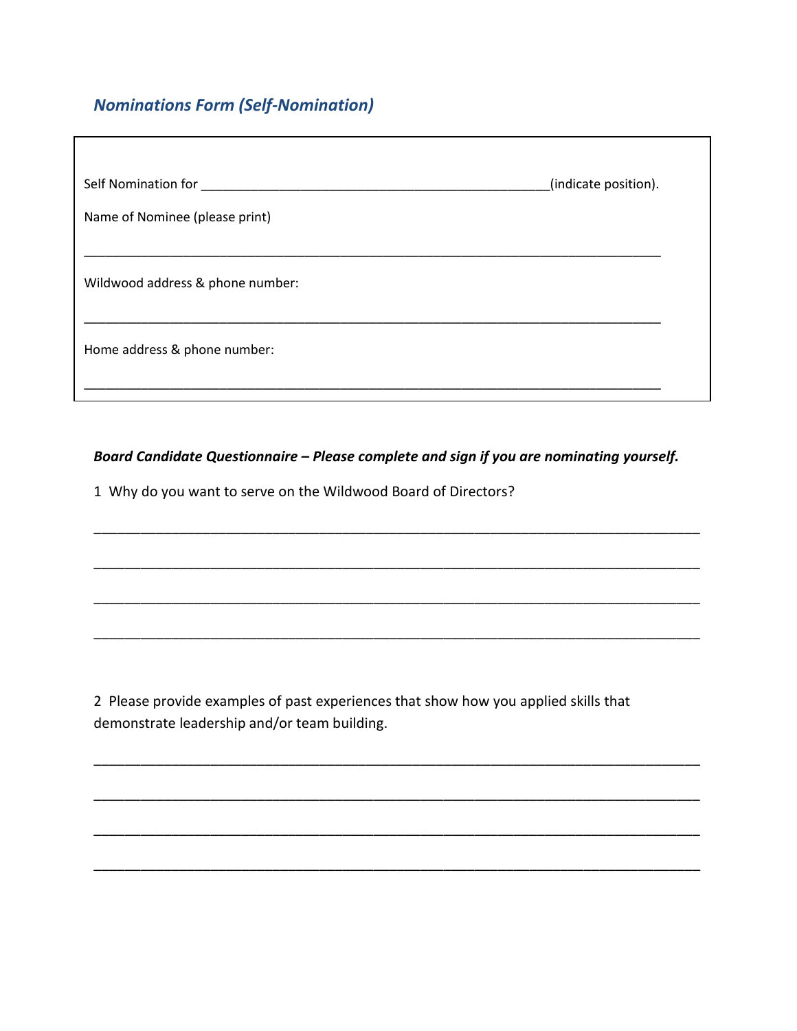## *Nominations Form (Self-Nomination)*

Self Nomination for __________________________________________________(indicate position).

Name of Nominee (please print)

____________________________________________________________________________________

Wildwood address & phone number:

____________________________________________________________________________________

Home address & phone number:

____________________________________________________________________________________

***Board Candidate Questionnaire – Please complete and sign if you are nominating yourself.***

1 Why do you want to serve on the Wildwood Board of Directors?

____________________________________________________________________________________

____________________________________________________________________________________

____________________________________________________________________________________

____________________________________________________________________________________

2 Please provide examples of past experiences that show how you applied skills that demonstrate leadership and/or team building.

____________________________________________________________________________________

____________________________________________________________________________________

____________________________________________________________________________________

____________________________________________________________________________________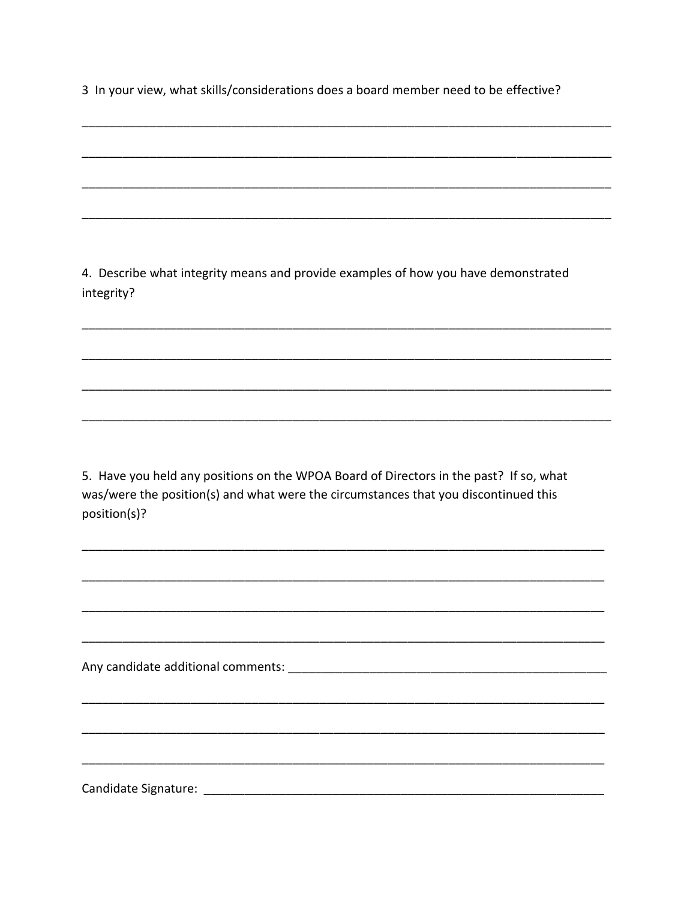3 In your view, what skills/considerations does a board member need to be effective?

______________________________________________________________________________

______________________________________________________________________________

______________________________________________________________________________

______________________________________________________________________________

4. Describe what integrity means and provide examples of how you have demonstrated integrity?

______________________________________________________________________________

______________________________________________________________________________

______________________________________________________________________________

______________________________________________________________________________

5. Have you held any positions on the WPOA Board of Directors in the past? If so, what was/were the position(s) and what were the circumstances that you discontinued this position(s)?

______________________________________________________________________________

______________________________________________________________________________

______________________________________________________________________________

______________________________________________________________________________

Any candidate additional comments: ______________________________________________

______________________________________________________________________________

______________________________________________________________________________

______________________________________________________________________________

Candidate Signature: _________________________________________________________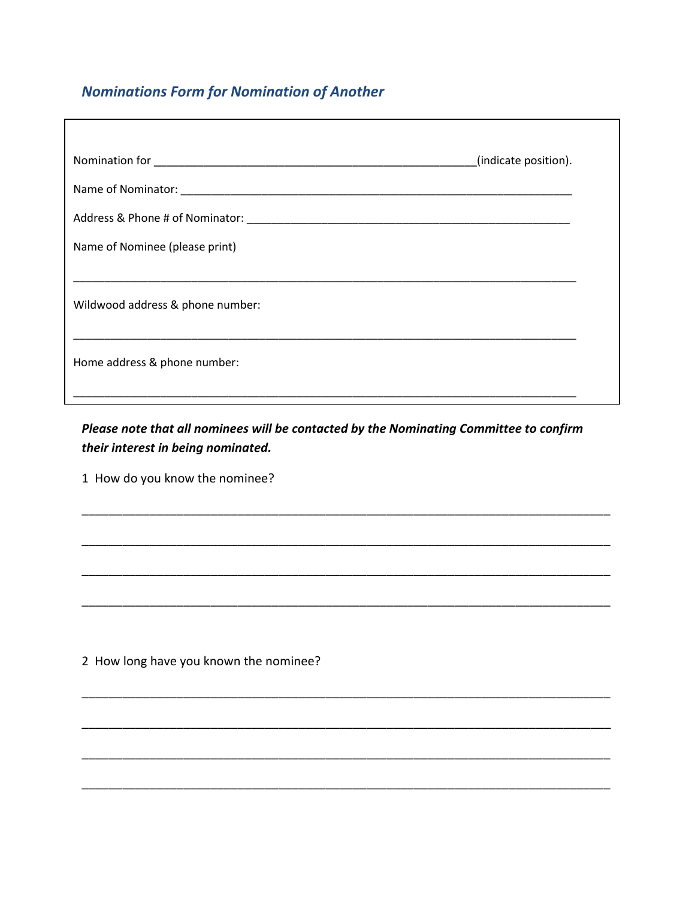## *Nominations Form for Nomination of Another*

Nomination for ______________________________________________________(indicate position).

Name of Nominator: __________________________________________________________________

Address & Phone # of Nominator: ______________________________________________________

Name of Nominee (please print)

____________________________________________________________________________________

Wildwood address & phone number:

____________________________________________________________________________________

Home address & phone number:

____________________________________________________________________________________

***Please note that all nominees will be contacted by the Nominating Committee to confirm their interest in being nominated.***

1 How do you know the nominee?

____________________________________________________________________________________

____________________________________________________________________________________

____________________________________________________________________________________

____________________________________________________________________________________

2 How long have you known the nominee?

____________________________________________________________________________________

____________________________________________________________________________________

____________________________________________________________________________________

____________________________________________________________________________________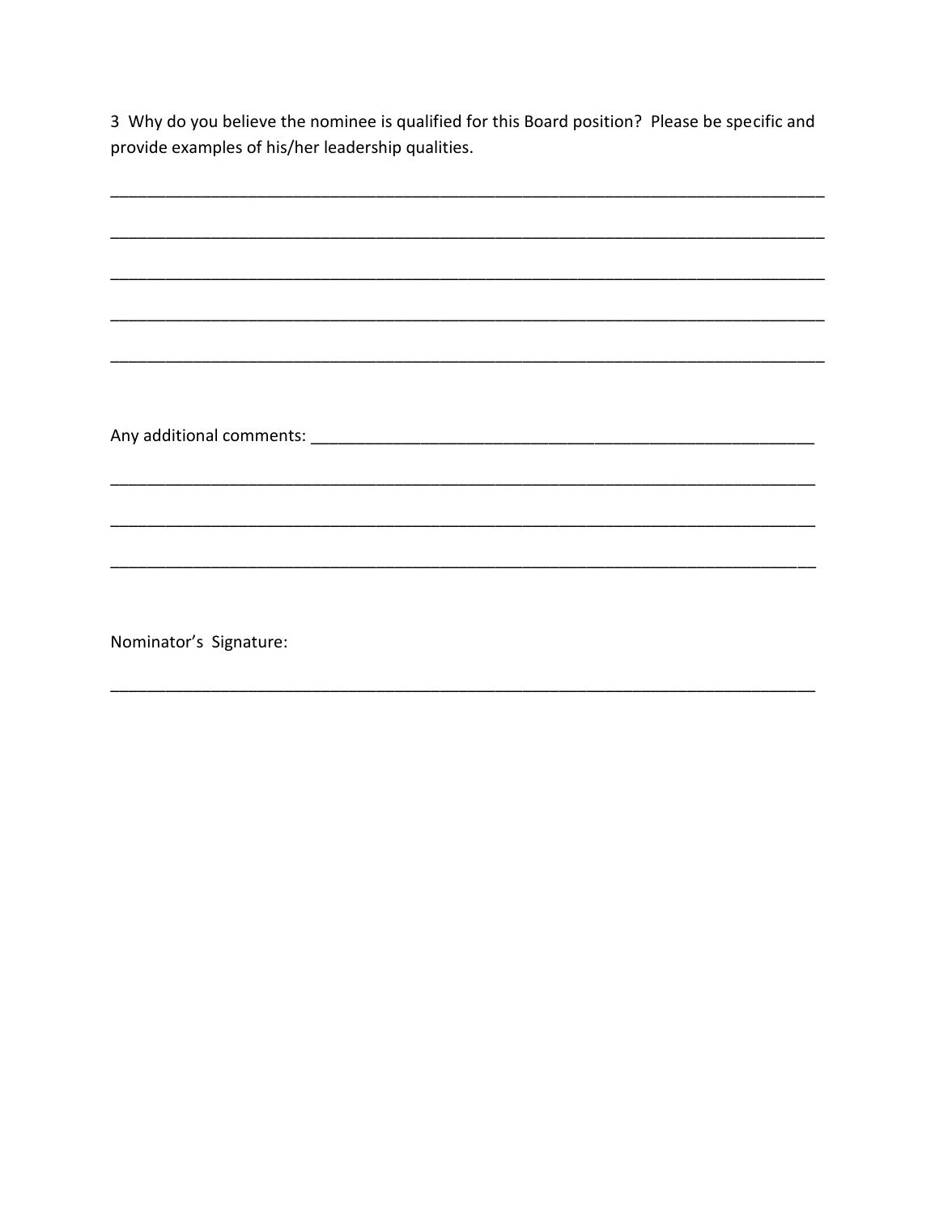3 Why do you believe the nominee is qualified for this Board position? Please be specific and provide examples of his/her leadership qualities.

_______________________________________________________________________________

_______________________________________________________________________________

_______________________________________________________________________________

_______________________________________________________________________________

_______________________________________________________________________________

Any additional comments: _____________________________________________________

_______________________________________________________________________________

_______________________________________________________________________________

_______________________________________________________________________________

Nominator's Signature:

_______________________________________________________________________________